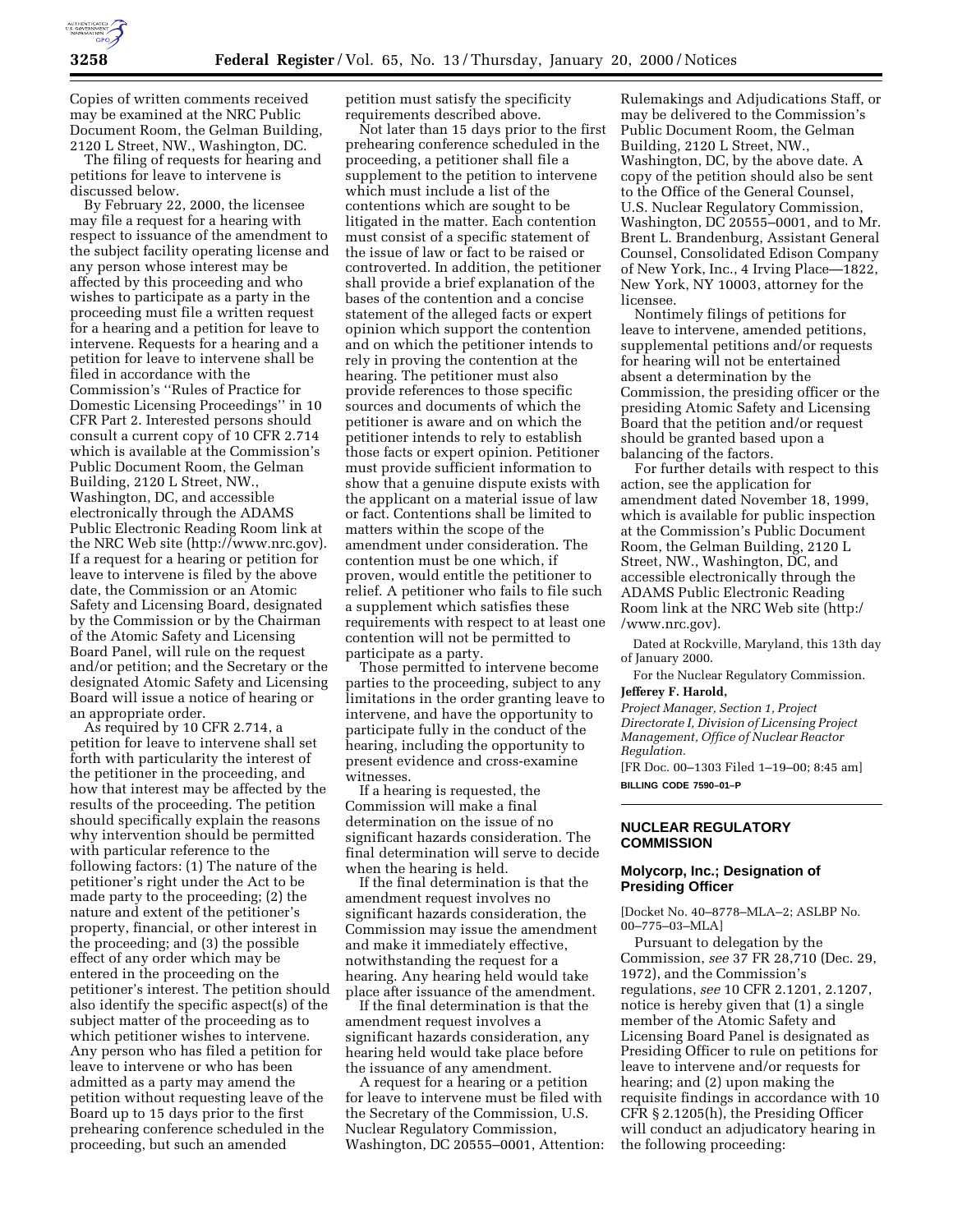Copies of written comments received may be examined at the NRC Public Document Room, the Gelman Building, 2120 L Street, NW., Washington, DC.

The filing of requests for hearing and petitions for leave to intervene is discussed below.

By February 22, 2000, the licensee may file a request for a hearing with respect to issuance of the amendment to the subject facility operating license and any person whose interest may be affected by this proceeding and who wishes to participate as a party in the proceeding must file a written request for a hearing and a petition for leave to intervene. Requests for a hearing and a petition for leave to intervene shall be filed in accordance with the Commission's "Rules of Practice for Domestic Licensing Proceedings" in 10 CFR Part 2. Interested persons should consult a current copy of 10 CFR 2.714 which is available at the Commission's Public Document Room, the Gelman Building, 2120 L Street, NW., Washington, DC, and accessible electronically through the ADAMS Public Electronic Reading Room link at the NRC Web site (http://www.nrc.gov). If a request for a hearing or petition for leave to intervene is filed by the above date, the Commission or an Atomic Safety and Licensing Board, designated by the Commission or by the Chairman of the Atomic Safety and Licensing Board Panel, will rule on the request and/or petition; and the Secretary or the designated Atomic Safety and Licensing Board will issue a notice of hearing or an appropriate order.

As required by 10 CFR 2.714, a petition for leave to intervene shall set forth with particularity the interest of the petitioner in the proceeding, and how that interest may be affected by the results of the proceeding. The petition should specifically explain the reasons why intervention should be permitted with particular reference to the following factors: (1) The nature of the petitioner's right under the Act to be made party to the proceeding; (2) the nature and extent of the petitioner's property, financial, or other interest in the proceeding; and (3) the possible effect of any order which may be entered in the proceeding on the petitioner's interest. The petition should also identify the specific aspect(s) of the subject matter of the proceeding as to which petitioner wishes to intervene. Any person who has filed a petition for leave to intervene or who has been admitted as a party may amend the petition without requesting leave of the Board up to 15 days prior to the first prehearing conference scheduled in the proceeding, but such an amended petition must satisfy the specificity requirements described above.

Not later than 15 days prior to the first prehearing conference scheduled in the proceeding, a petitioner shall file a supplement to the petition to intervene which must include a list of the contentions which are sought to be litigated in the matter. Each contention must consist of a specific statement of the issue of law or fact to be raised or controverted. In addition, the petitioner shall provide a brief explanation of the bases of the contention and a concise statement of the alleged facts or expert opinion which support the contention and on which the petitioner intends to rely in proving the contention at the hearing. The petitioner must also provide references to those specific sources and documents of which the petitioner is aware and on which the petitioner intends to rely to establish those facts or expert opinion. Petitioner must provide sufficient information to show that a genuine dispute exists with the applicant on a material issue of law or fact. Contentions shall be limited to matters within the scope of the amendment under consideration. The contention must be one which, if proven, would entitle the petitioner to relief. A petitioner who fails to file such a supplement which satisfies these requirements with respect to at least one contention will not be permitted to participate as a party.

Those permitted to intervene become parties to the proceeding, subject to any limitations in the order granting leave to intervene, and have the opportunity to participate fully in the conduct of the hearing, including the opportunity to present evidence and cross-examine witnesses.

If a hearing is requested, the Commission will make a final determination on the issue of no significant hazards consideration. The final determination will serve to decide when the hearing is held.

If the final determination is that the amendment request involves no significant hazards consideration, the Commission may issue the amendment and make it immediately effective, notwithstanding the request for a hearing. Any hearing held would take place after issuance of the amendment.

If the final determination is that the amendment request involves a significant hazards consideration, any hearing held would take place before the issuance of any amendment.

A request for a hearing or a petition for leave to intervene must be filed with the Secretary of the Commission, U.S. Nuclear Regulatory Commission, Washington, DC 20555–0001, Attention: Rulemakings and Adjudications Staff, or may be delivered to the Commission's Public Document Room, the Gelman Building, 2120 L Street, NW., Washington, DC, by the above date. A copy of the petition should also be sent to the Office of the General Counsel, U.S. Nuclear Regulatory Commission, Washington, DC 20555–0001, and to Mr. Brent L. Brandenburg, Assistant General Counsel, Consolidated Edison Company of New York, Inc., 4 Irving Place—1822, New York, NY 10003, attorney for the licensee.

Nontimely filings of petitions for leave to intervene, amended petitions, supplemental petitions and/or requests for hearing will not be entertained absent a determination by the Commission, the presiding officer or the presiding Atomic Safety and Licensing Board that the petition and/or request should be granted based upon a balancing of the factors.

For further details with respect to this action, see the application for amendment dated November 18, 1999, which is available for public inspection at the Commission's Public Document Room, the Gelman Building, 2120 L Street, NW., Washington, DC, and accessible electronically through the ADAMS Public Electronic Reading Room link at the NRC Web site (http://www.nrc.gov).

Dated at Rockville, Maryland, this 13th day of January 2000.

For the Nuclear Regulatory Commission.

**Jefferey F. Harold,**

*Project Manager, Section 1, Project Directorate I, Division of Licensing Project Management, Office of Nuclear Reactor Regulation.*

[FR Doc. 00–1303 Filed 1–19–00; 8:45 am]

**BILLING CODE 7590–01–P**

## NUCLEAR REGULATORY COMMISSION

### Molycorp, Inc.; Designation of Presiding Officer

[Docket No. 40–8778–MLA–2; ASLBP No. 00–775–03–MLA]

Pursuant to delegation by the Commission, *see* 37 FR 28,710 (Dec. 29, 1972), and the Commission's regulations, *see* 10 CFR 2.1201, 2.1207, notice is hereby given that (1) a single member of the Atomic Safety and Licensing Board Panel is designated as Presiding Officer to rule on petitions for leave to intervene and/or requests for hearing; and (2) upon making the requisite findings in accordance with 10 CFR § 2.1205(h), the Presiding Officer will conduct an adjudicatory hearing in the following proceeding: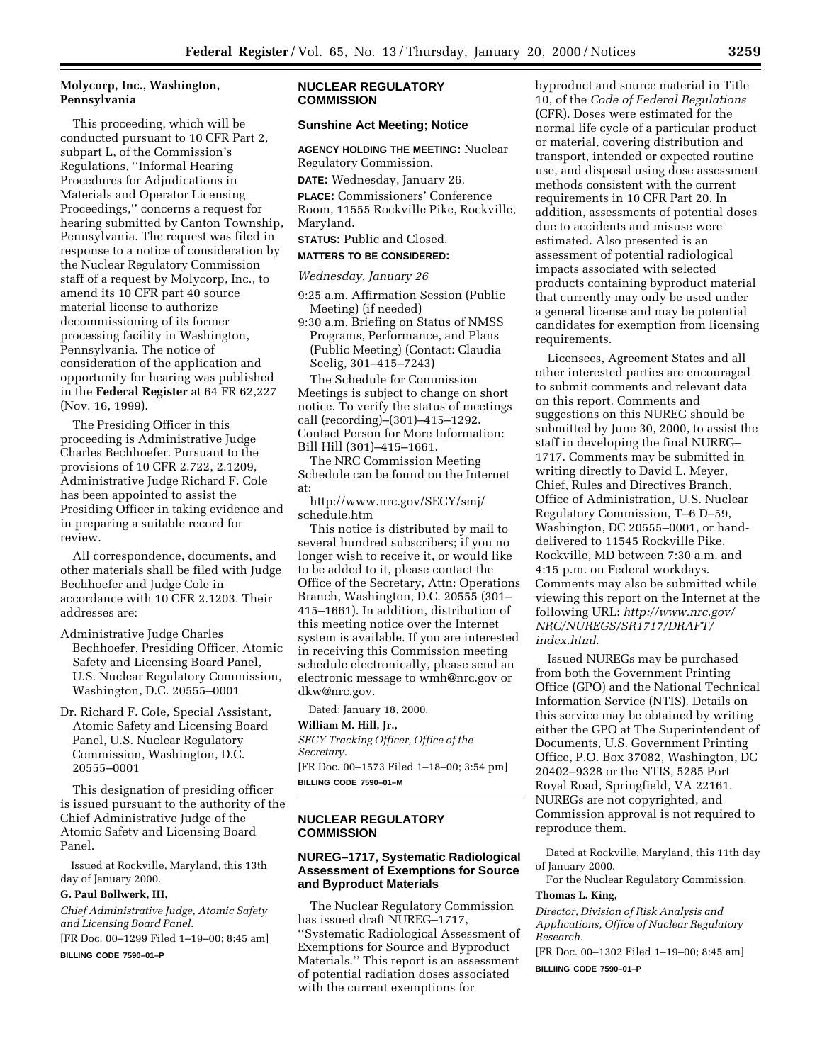## Molycorp, Inc., Washington, Pennsylvania

This proceeding, which will be conducted pursuant to 10 CFR Part 2, subpart L, of the Commission's Regulations, ''Informal Hearing Procedures for Adjudications in Materials and Operator Licensing Proceedings,'' concerns a request for hearing submitted by Canton Township, Pennsylvania. The request was filed in response to a notice of consideration by the Nuclear Regulatory Commission staff of a request by Molycorp, Inc., to amend its 10 CFR part 40 source material license to authorize decommissioning of its former processing facility in Washington, Pennsylvania. The notice of consideration of the application and opportunity for hearing was published in the **Federal Register** at 64 FR 62,227 (Nov. 16, 1999).

The Presiding Officer in this proceeding is Administrative Judge Charles Bechhoefer. Pursuant to the provisions of 10 CFR 2.722, 2.1209, Administrative Judge Richard F. Cole has been appointed to assist the Presiding Officer in taking evidence and in preparing a suitable record for review.

All correspondence, documents, and other materials shall be filed with Judge Bechhoefer and Judge Cole in accordance with 10 CFR 2.1203. Their addresses are:

Administrative Judge Charles Bechhoefer, Presiding Officer, Atomic Safety and Licensing Board Panel, U.S. Nuclear Regulatory Commission, Washington, D.C. 20555–0001

Dr. Richard F. Cole, Special Assistant, Atomic Safety and Licensing Board Panel, U.S. Nuclear Regulatory Commission, Washington, D.C. 20555–0001

This designation of presiding officer is issued pursuant to the authority of the Chief Administrative Judge of the Atomic Safety and Licensing Board Panel.

Issued at Rockville, Maryland, this 13th day of January 2000.

**G. Paul Bollwerk, III,**

*Chief Administrative Judge, Atomic Safety and Licensing Board Panel.*

[FR Doc. 00–1299 Filed 1–19–00; 8:45 am]

**BILLING CODE 7590–01–P**

## NUCLEAR REGULATORY COMMISSION

### Sunshine Act Meeting; Notice

**AGENCY HOLDING THE MEETING:** Nuclear Regulatory Commission.

**DATE:** Wednesday, January 26.

**PLACE:** Commissioners' Conference Room, 11555 Rockville Pike, Rockville, Maryland.

**STATUS:** Public and Closed.

**MATTERS TO BE CONSIDERED:**

*Wednesday, January 26*

9:25 a.m. Affirmation Session (Public Meeting) (if needed)

9:30 a.m. Briefing on Status of NMSS Programs, Performance, and Plans (Public Meeting) (Contact: Claudia Seelig, 301–415–7243)

The Schedule for Commission Meetings is subject to change on short notice. To verify the status of meetings call (recording)–(301)–415–1292. Contact Person for More Information: Bill Hill (301)–415–1661.

The NRC Commission Meeting Schedule can be found on the Internet at:

http://www.nrc.gov/SECY/smj/schedule.htm

This notice is distributed by mail to several hundred subscribers; if you no longer wish to receive it, or would like to be added to it, please contact the Office of the Secretary, Attn: Operations Branch, Washington, D.C. 20555 (301–415–1661). In addition, distribution of this meeting notice over the Internet system is available. If you are interested in receiving this Commission meeting schedule electronically, please send an electronic message to wmh@nrc.gov or dkw@nrc.gov.

Dated: January 18, 2000.

**William M. Hill, Jr.,**

*SECY Tracking Officer, Office of the Secretary.*

[FR Doc. 00–1573 Filed 1–18–00; 3:54 pm]

**BILLING CODE 7590–01–M**

## NUCLEAR REGULATORY COMMISSION

### NUREG–1717, Systematic Radiological Assessment of Exemptions for Source and Byproduct Materials

The Nuclear Regulatory Commission has issued draft NUREG–1717, ''Systematic Radiological Assessment of Exemptions for Source and Byproduct Materials.'' This report is an assessment of potential radiation doses associated with the current exemptions for byproduct and source material in Title 10, of the *Code of Federal Regulations* (CFR). Doses were estimated for the normal life cycle of a particular product or material, covering distribution and transport, intended or expected routine use, and disposal using dose assessment methods consistent with the current requirements in 10 CFR Part 20. In addition, assessments of potential doses due to accidents and misuse were estimated. Also presented is an assessment of potential radiological impacts associated with selected products containing byproduct material that currently may only be used under a general license and may be potential candidates for exemption from licensing requirements.

Licensees, Agreement States and all other interested parties are encouraged to submit comments and relevant data on this report. Comments and suggestions on this NUREG should be submitted by June 30, 2000, to assist the staff in developing the final NUREG–1717. Comments may be submitted in writing directly to David L. Meyer, Chief, Rules and Directives Branch, Office of Administration, U.S. Nuclear Regulatory Commission, T–6 D–59, Washington, DC 20555–0001, or hand-delivered to 11545 Rockville Pike, Rockville, MD between 7:30 a.m. and 4:15 p.m. on Federal workdays. Comments may also be submitted while viewing this report on the Internet at the following URL: *http://www.nrc.gov/NRC/NUREGS/SR1717/DRAFT/index.html*.

Issued NUREGs may be purchased from both the Government Printing Office (GPO) and the National Technical Information Service (NTIS). Details on this service may be obtained by writing either the GPO at The Superintendent of Documents, U.S. Government Printing Office, P.O. Box 37082, Washington, DC 20402–9328 or the NTIS, 5285 Port Royal Road, Springfield, VA 22161. NUREGs are not copyrighted, and Commission approval is not required to reproduce them.

Dated at Rockville, Maryland, this 11th day of January 2000.

For the Nuclear Regulatory Commission.

**Thomas L. King,**

*Director, Division of Risk Analysis and Applications, Office of Nuclear Regulatory Research.*

[FR Doc. 00–1302 Filed 1–19–00; 8:45 am]

**BILLIING CODE 7590–01–P**